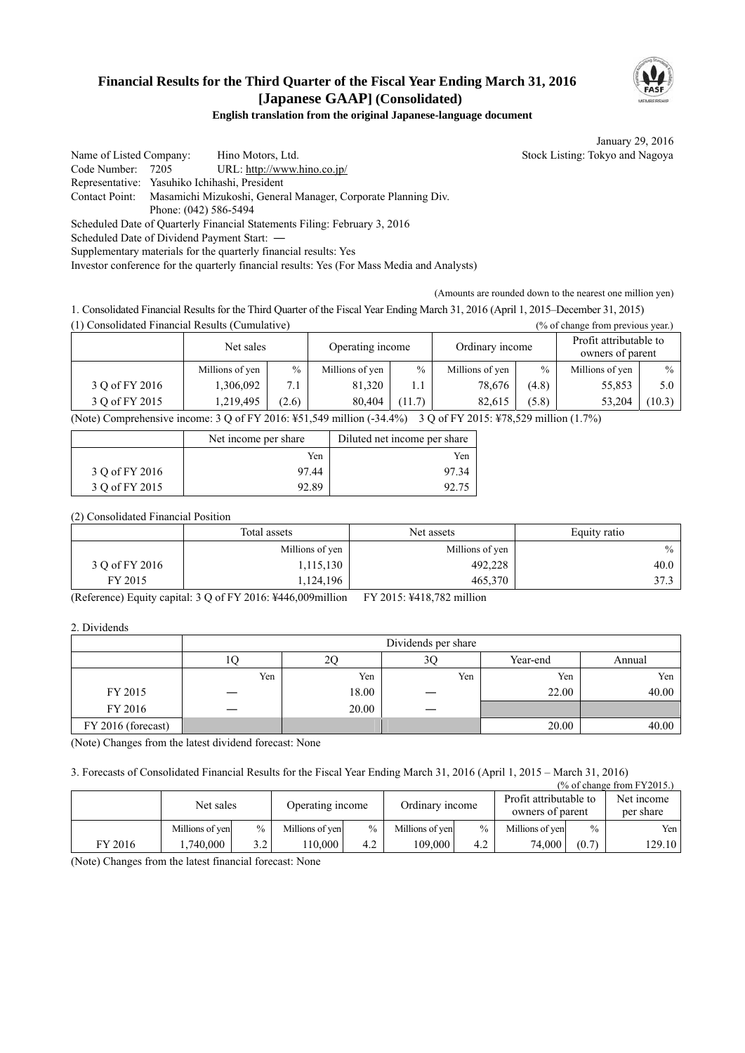# Financial Results for the Third Quarter of the Fiscal Year Ending March 31, 2016 [Japanese GAAP] (Consolidated)

**English translation from the original Japanese-language document**

January 29, 2016

Name of Listed Company: Hino Motors, Ltd. Stock Listing: Tokyo and Nagoya

Code Number: 7205 URL: http://www.hino.co.jp/

Representative: Yasuhiko Ichihashi, President

Contact Point: Masamichi Mizukoshi, General Manager, Corporate Planning Div.

Phone: (042) 586-5494

Scheduled Date of Quarterly Financial Statements Filing: February 3, 2016

Scheduled Date of Dividend Payment Start: ―

Supplementary materials for the quarterly financial results: Yes

Investor conference for the quarterly financial results: Yes (For Mass Media and Analysts)

(Amounts are rounded down to the nearest one million yen)

1. Consolidated Financial Results for the Third Quarter of the Fiscal Year Ending March 31, 2016 (April 1, 2015–December 31, 2015)

(1) Consolidated Financial Results (Cumulative) (% of change from previous year.)

| | Net sales | | Operating income | | Ordinary income | | Profit attributable to owners of parent | |
|---|---|---|---|---|---|---|---|---|
| | Millions of yen | % | Millions of yen | % | Millions of yen | % | Millions of yen | % |
| 3 Q of FY 2016 | 1,306,092 | 7.1 | 81,320 | 1.1 | 78,676 | (4.8) | 55,853 | 5.0 |
| 3 Q of FY 2015 | 1,219,495 | (2.6) | 80,404 | (11.7) | 82,615 | (5.8) | 53,204 | (10.3) |

(Note) Comprehensive income: 3 Q of FY 2016: ¥51,549 million (-34.4%) 3 Q of FY 2015: ¥78,529 million (1.7%)

| | Net income per share | Diluted net income per share |
|---|---|---|
| | Yen | Yen |
| 3 Q of FY 2016 | 97.44 | 97.34 |
| 3 Q of FY 2015 | 92.89 | 92.75 |

(2) Consolidated Financial Position

| | Total assets | Net assets | Equity ratio |
|---|---|---|---|
| | Millions of yen | Millions of yen | % |
| 3 Q of FY 2016 | 1,115,130 | 492,228 | 40.0 |
| FY 2015 | 1,124,196 | 465,370 | 37.3 |

(Reference) Equity capital: 3 Q of FY 2016: ¥446,009million FY 2015: ¥418,782 million

2. Dividends

| | Dividends per share | | | | |
|---|---|---|---|---|---|
| | 1Q | 2Q | 3Q | Year-end | Annual |
| | Yen | Yen | Yen | Yen | Yen |
| FY 2015 | ― | 18.00 | ― | 22.00 | 40.00 |
| FY 2016 | ― | 20.00 | ― | | |
| FY 2016 (forecast) | | | | 20.00 | 40.00 |

(Note) Changes from the latest dividend forecast: None

3. Forecasts of Consolidated Financial Results for the Fiscal Year Ending March 31, 2016 (April 1, 2015 – March 31, 2016)

(% of change from FY2015.)

| | Net sales | | Operating income | | Ordinary income | | Profit attributable to owners of parent | | Net income per share |
|---|---|---|---|---|---|---|---|---|---|
| | Millions of yen | % | Millions of yen | % | Millions of yen | % | Millions of yen | % | Yen |
| FY 2016 | 1,740,000 | 3.2 | 110,000 | 4.2 | 109,000 | 4.2 | 74,000 | (0.7) | 129.10 |

(Note) Changes from the latest financial forecast: None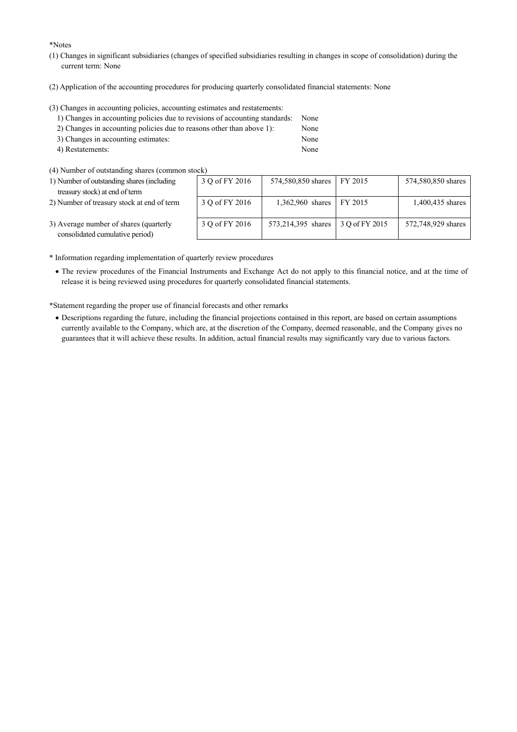*Notes

(1) Changes in significant subsidiaries (changes of specified subsidiaries resulting in changes in scope of consolidation) during the current term: None

(2) Application of the accounting procedures for producing quarterly consolidated financial statements: None

(3) Changes in accounting policies, accounting estimates and restatements:

1) Changes in accounting policies due to revisions of accounting standards: None
2) Changes in accounting policies due to reasons other than above 1): None
3) Changes in accounting estimates: None
4) Restatements: None

(4) Number of outstanding shares (common stock)

| | | | | |
|---|---|---|---|---|
| 1) Number of outstanding shares (including treasury stock) at end of term | 3 Q of FY 2016 | 574,580,850 shares | FY 2015 | 574,580,850 shares |
| 2) Number of treasury stock at end of term | 3 Q of FY 2016 | 1,362,960 shares | FY 2015 | 1,400,435 shares |
| 3) Average number of shares (quarterly consolidated cumulative period) | 3 Q of FY 2016 | 573,214,395 shares | 3 Q of FY 2015 | 572,748,929 shares |

* Information regarding implementation of quarterly review procedures

- The review procedures of the Financial Instruments and Exchange Act do not apply to this financial notice, and at the time of release it is being reviewed using procedures for quarterly consolidated financial statements.

*Statement regarding the proper use of financial forecasts and other remarks

- Descriptions regarding the future, including the financial projections contained in this report, are based on certain assumptions currently available to the Company, which are, at the discretion of the Company, deemed reasonable, and the Company gives no guarantees that it will achieve these results. In addition, actual financial results may significantly vary due to various factors.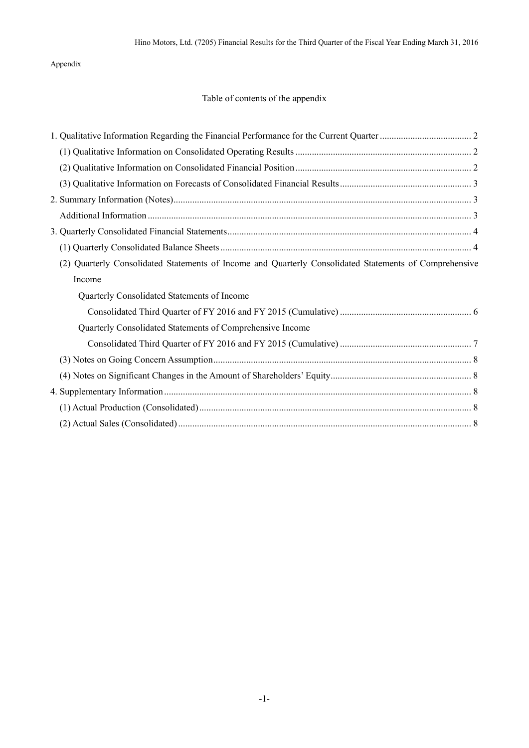Appendix

## Table of contents of the appendix

1. Qualitative Information Regarding the Financial Performance for the Current Quarter ....................................... 2
   - (1) Qualitative Information on Consolidated Operating Results ........................................................................... 2
   - (2) Qualitative Information on Consolidated Financial Position ........................................................................... 2
   - (3) Qualitative Information on Forecasts of Consolidated Financial Results ........................................................ 3
2. Summary Information (Notes).............................................................................................................................. 3
   - Additional Information ......................................................................................................................................... 3
3. Quarterly Consolidated Financial Statements....................................................................................................... 4
   - (1) Quarterly Consolidated Balance Sheets .......................................................................................................... 4
   - (2) Quarterly Consolidated Statements of Income and Quarterly Consolidated Statements of Comprehensive Income
     - Quarterly Consolidated Statements of Income
       - Consolidated Third Quarter of FY 2016 and FY 2015 (Cumulative) ....................................................... 6
     - Quarterly Consolidated Statements of Comprehensive Income
       - Consolidated Third Quarter of FY 2016 and FY 2015 (Cumulative) ....................................................... 7
   - (3) Notes on Going Concern Assumption............................................................................................................. 8
   - (4) Notes on Significant Changes in the Amount of Shareholders' Equity............................................................ 8
4. Supplementary Information .................................................................................................................................. 8
   - (1) Actual Production (Consolidated) ................................................................................................................... 8
   - (2) Actual Sales (Consolidated) ............................................................................................................................ 8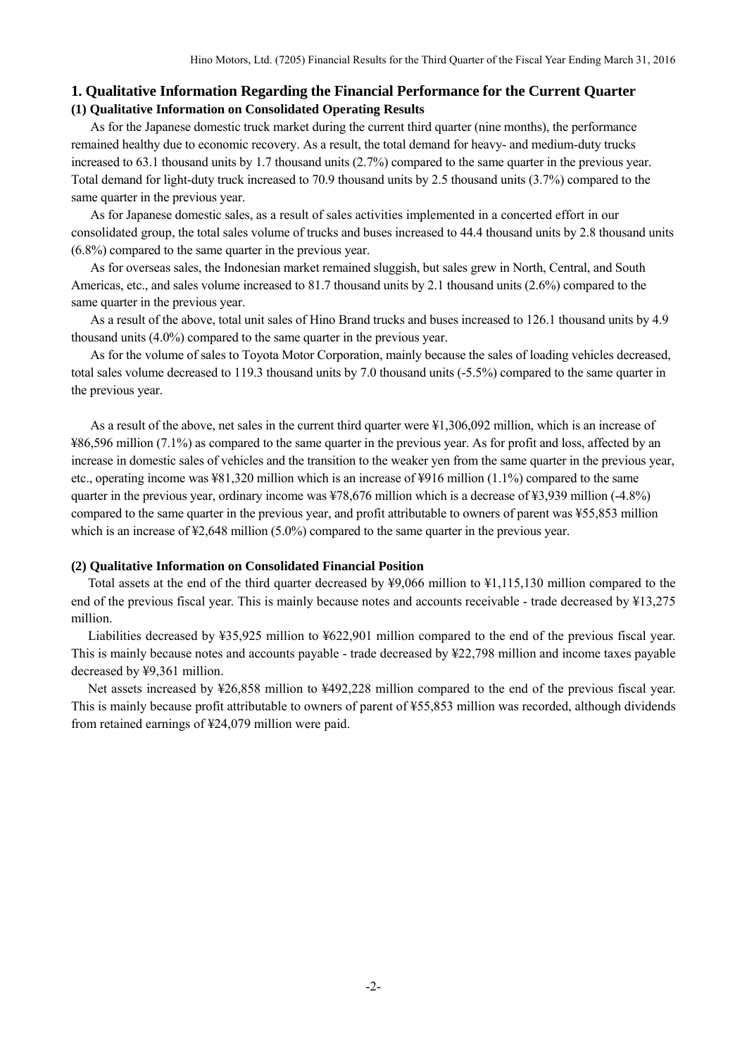## 1. Qualitative Information Regarding the Financial Performance for the Current Quarter

### (1) Qualitative Information on Consolidated Operating Results

As for the Japanese domestic truck market during the current third quarter (nine months), the performance remained healthy due to economic recovery. As a result, the total demand for heavy- and medium-duty trucks increased to 63.1 thousand units by 1.7 thousand units (2.7%) compared to the same quarter in the previous year. Total demand for light-duty truck increased to 70.9 thousand units by 2.5 thousand units (3.7%) compared to the same quarter in the previous year.

As for Japanese domestic sales, as a result of sales activities implemented in a concerted effort in our consolidated group, the total sales volume of trucks and buses increased to 44.4 thousand units by 2.8 thousand units (6.8%) compared to the same quarter in the previous year.

As for overseas sales, the Indonesian market remained sluggish, but sales grew in North, Central, and South Americas, etc., and sales volume increased to 81.7 thousand units by 2.1 thousand units (2.6%) compared to the same quarter in the previous year.

As a result of the above, total unit sales of Hino Brand trucks and buses increased to 126.1 thousand units by 4.9 thousand units (4.0%) compared to the same quarter in the previous year.

As for the volume of sales to Toyota Motor Corporation, mainly because the sales of loading vehicles decreased, total sales volume decreased to 119.3 thousand units by 7.0 thousand units (-5.5%) compared to the same quarter in the previous year.

As a result of the above, net sales in the current third quarter were ¥1,306,092 million, which is an increase of ¥86,596 million (7.1%) as compared to the same quarter in the previous year. As for profit and loss, affected by an increase in domestic sales of vehicles and the transition to the weaker yen from the same quarter in the previous year, etc., operating income was ¥81,320 million which is an increase of ¥916 million (1.1%) compared to the same quarter in the previous year, ordinary income was ¥78,676 million which is a decrease of ¥3,939 million (-4.8%) compared to the same quarter in the previous year, and profit attributable to owners of parent was ¥55,853 million which is an increase of ¥2,648 million (5.0%) compared to the same quarter in the previous year.

### (2) Qualitative Information on Consolidated Financial Position

Total assets at the end of the third quarter decreased by ¥9,066 million to ¥1,115,130 million compared to the end of the previous fiscal year. This is mainly because notes and accounts receivable - trade decreased by ¥13,275 million.

Liabilities decreased by ¥35,925 million to ¥622,901 million compared to the end of the previous fiscal year. This is mainly because notes and accounts payable - trade decreased by ¥22,798 million and income taxes payable decreased by ¥9,361 million.

Net assets increased by ¥26,858 million to ¥492,228 million compared to the end of the previous fiscal year. This is mainly because profit attributable to owners of parent of ¥55,853 million was recorded, although dividends from retained earnings of ¥24,079 million were paid.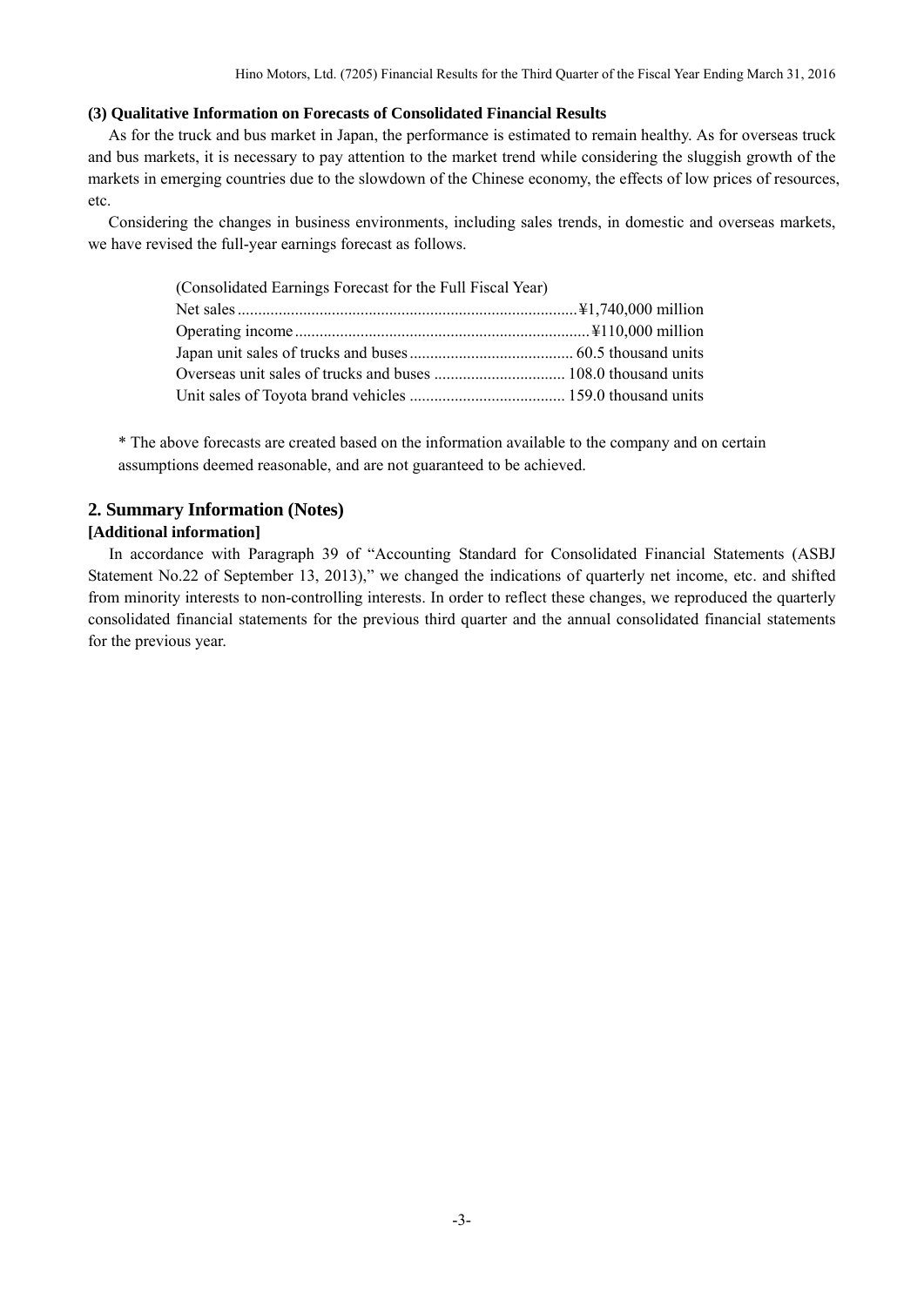### (3) Qualitative Information on Forecasts of Consolidated Financial Results

As for the truck and bus market in Japan, the performance is estimated to remain healthy. As for overseas truck and bus markets, it is necessary to pay attention to the market trend while considering the sluggish growth of the markets in emerging countries due to the slowdown of the Chinese economy, the effects of low prices of resources, etc.

Considering the changes in business environments, including sales trends, in domestic and overseas markets, we have revised the full-year earnings forecast as follows.

(Consolidated Earnings Forecast for the Full Fiscal Year)

| | |
|---|---|
| Net sales | ¥1,740,000 million |
| Operating income | ¥110,000 million |
| Japan unit sales of trucks and buses | 60.5 thousand units |
| Overseas unit sales of trucks and buses | 108.0 thousand units |
| Unit sales of Toyota brand vehicles | 159.0 thousand units |

* The above forecasts are created based on the information available to the company and on certain assumptions deemed reasonable, and are not guaranteed to be achieved.

## 2. Summary Information (Notes)

### [Additional information]

In accordance with Paragraph 39 of "Accounting Standard for Consolidated Financial Statements (ASBJ Statement No.22 of September 13, 2013)," we changed the indications of quarterly net income, etc. and shifted from minority interests to non-controlling interests. In order to reflect these changes, we reproduced the quarterly consolidated financial statements for the previous third quarter and the annual consolidated financial statements for the previous year.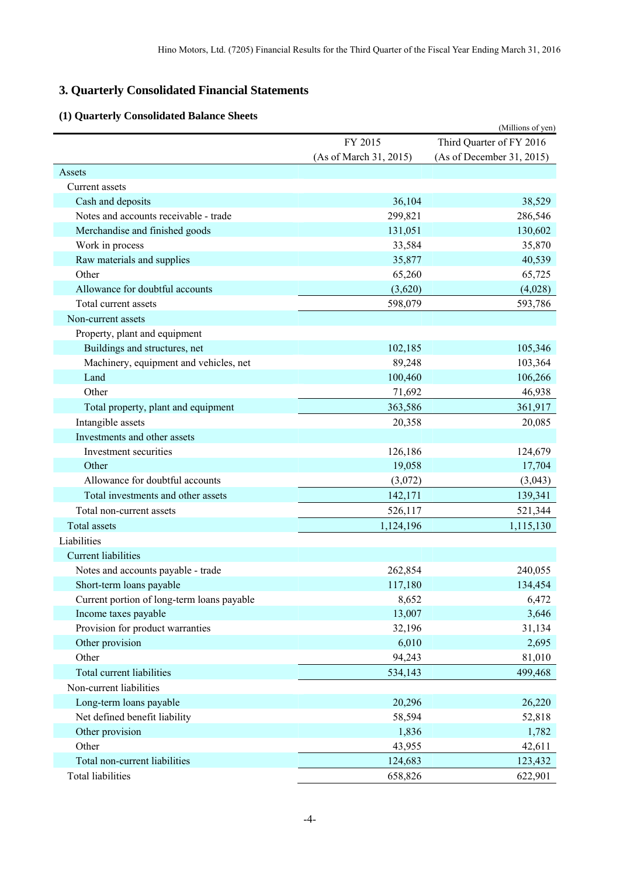## 3. Quarterly Consolidated Financial Statements

### (1) Quarterly Consolidated Balance Sheets

(Millions of yen)

| | FY 2015 (As of March 31, 2015) | Third Quarter of FY 2016 (As of December 31, 2015) |
|---|---|---|
| Assets | | |
| Current assets | | |
| Cash and deposits | 36,104 | 38,529 |
| Notes and accounts receivable - trade | 299,821 | 286,546 |
| Merchandise and finished goods | 131,051 | 130,602 |
| Work in process | 33,584 | 35,870 |
| Raw materials and supplies | 35,877 | 40,539 |
| Other | 65,260 | 65,725 |
| Allowance for doubtful accounts | (3,620) | (4,028) |
| Total current assets | 598,079 | 593,786 |
| Non-current assets | | |
| Property, plant and equipment | | |
| Buildings and structures, net | 102,185 | 105,346 |
| Machinery, equipment and vehicles, net | 89,248 | 103,364 |
| Land | 100,460 | 106,266 |
| Other | 71,692 | 46,938 |
| Total property, plant and equipment | 363,586 | 361,917 |
| Intangible assets | 20,358 | 20,085 |
| Investments and other assets | | |
| Investment securities | 126,186 | 124,679 |
| Other | 19,058 | 17,704 |
| Allowance for doubtful accounts | (3,072) | (3,043) |
| Total investments and other assets | 142,171 | 139,341 |
| Total non-current assets | 526,117 | 521,344 |
| Total assets | 1,124,196 | 1,115,130 |
| Liabilities | | |
| Current liabilities | | |
| Notes and accounts payable - trade | 262,854 | 240,055 |
| Short-term loans payable | 117,180 | 134,454 |
| Current portion of long-term loans payable | 8,652 | 6,472 |
| Income taxes payable | 13,007 | 3,646 |
| Provision for product warranties | 32,196 | 31,134 |
| Other provision | 6,010 | 2,695 |
| Other | 94,243 | 81,010 |
| Total current liabilities | 534,143 | 499,468 |
| Non-current liabilities | | |
| Long-term loans payable | 20,296 | 26,220 |
| Net defined benefit liability | 58,594 | 52,818 |
| Other provision | 1,836 | 1,782 |
| Other | 43,955 | 42,611 |
| Total non-current liabilities | 124,683 | 123,432 |
| Total liabilities | 658,826 | 622,901 |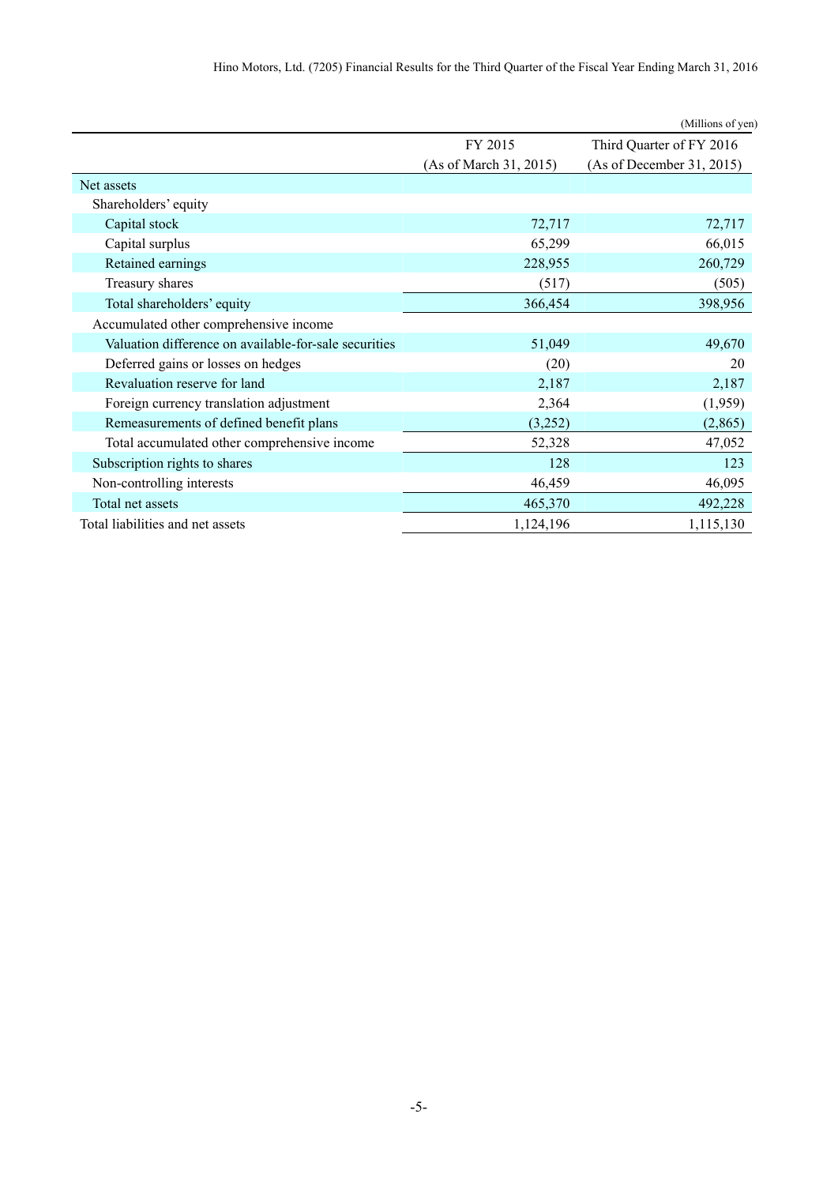(Millions of yen)

| | FY 2015 (As of March 31, 2015) | Third Quarter of FY 2016 (As of December 31, 2015) |
|---|---|---|
| Net assets | | |
| Shareholders' equity | | |
| Capital stock | 72,717 | 72,717 |
| Capital surplus | 65,299 | 66,015 |
| Retained earnings | 228,955 | 260,729 |
| Treasury shares | (517) | (505) |
| Total shareholders' equity | 366,454 | 398,956 |
| Accumulated other comprehensive income | | |
| Valuation difference on available-for-sale securities | 51,049 | 49,670 |
| Deferred gains or losses on hedges | (20) | 20 |
| Revaluation reserve for land | 2,187 | 2,187 |
| Foreign currency translation adjustment | 2,364 | (1,959) |
| Remeasurements of defined benefit plans | (3,252) | (2,865) |
| Total accumulated other comprehensive income | 52,328 | 47,052 |
| Subscription rights to shares | 128 | 123 |
| Non-controlling interests | 46,459 | 46,095 |
| Total net assets | 465,370 | 492,228 |
| Total liabilities and net assets | 1,124,196 | 1,115,130 |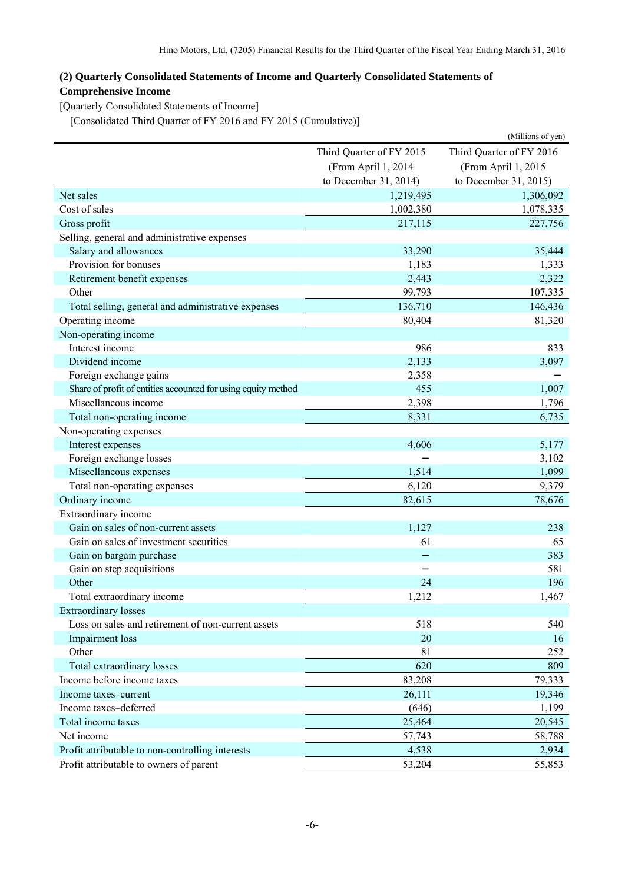### (2) Quarterly Consolidated Statements of Income and Quarterly Consolidated Statements of Comprehensive Income

[Quarterly Consolidated Statements of Income]

[Consolidated Third Quarter of FY 2016 and FY 2015 (Cumulative)]

(Millions of yen)

| | Third Quarter of FY 2015 (From April 1, 2014 to December 31, 2014) | Third Quarter of FY 2016 (From April 1, 2015 to December 31, 2015) |
|---|---|---|
| Net sales | 1,219,495 | 1,306,092 |
| Cost of sales | 1,002,380 | 1,078,335 |
| Gross profit | 217,115 | 227,756 |
| Selling, general and administrative expenses | | |
| Salary and allowances | 33,290 | 35,444 |
| Provision for bonuses | 1,183 | 1,333 |
| Retirement benefit expenses | 2,443 | 2,322 |
| Other | 99,793 | 107,335 |
| Total selling, general and administrative expenses | 136,710 | 146,436 |
| Operating income | 80,404 | 81,320 |
| Non-operating income | | |
| Interest income | 986 | 833 |
| Dividend income | 2,133 | 3,097 |
| Foreign exchange gains | 2,358 | – |
| Share of profit of entities accounted for using equity method | 455 | 1,007 |
| Miscellaneous income | 2,398 | 1,796 |
| Total non-operating income | 8,331 | 6,735 |
| Non-operating expenses | | |
| Interest expenses | 4,606 | 5,177 |
| Foreign exchange losses | – | 3,102 |
| Miscellaneous expenses | 1,514 | 1,099 |
| Total non-operating expenses | 6,120 | 9,379 |
| Ordinary income | 82,615 | 78,676 |
| Extraordinary income | | |
| Gain on sales of non-current assets | 1,127 | 238 |
| Gain on sales of investment securities | 61 | 65 |
| Gain on bargain purchase | – | 383 |
| Gain on step acquisitions | – | 581 |
| Other | 24 | 196 |
| Total extraordinary income | 1,212 | 1,467 |
| Extraordinary losses | | |
| Loss on sales and retirement of non-current assets | 518 | 540 |
| Impairment loss | 20 | 16 |
| Other | 81 | 252 |
| Total extraordinary losses | 620 | 809 |
| Income before income taxes | 83,208 | 79,333 |
| Income taxes–current | 26,111 | 19,346 |
| Income taxes–deferred | (646) | 1,199 |
| Total income taxes | 25,464 | 20,545 |
| Net income | 57,743 | 58,788 |
| Profit attributable to non-controlling interests | 4,538 | 2,934 |
| Profit attributable to owners of parent | 53,204 | 55,853 |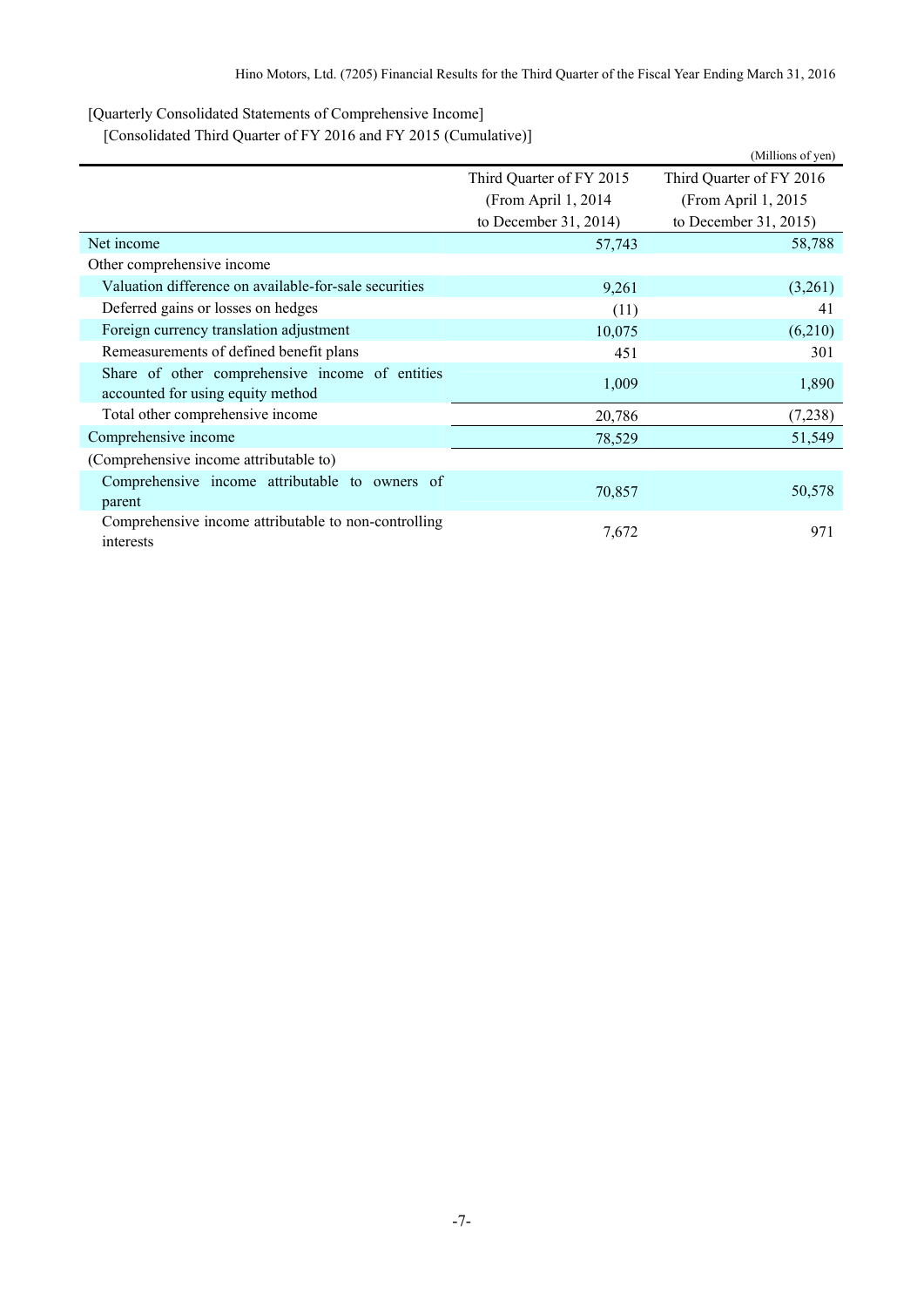[Quarterly Consolidated Statements of Comprehensive Income]

[Consolidated Third Quarter of FY 2016 and FY 2015 (Cumulative)]

(Millions of yen)

| | Third Quarter of FY 2015 (From April 1, 2014 to December 31, 2014) | Third Quarter of FY 2016 (From April 1, 2015 to December 31, 2015) |
|---|---|---|
| Net income | 57,743 | 58,788 |
| Other comprehensive income | | |
| Valuation difference on available-for-sale securities | 9,261 | (3,261) |
| Deferred gains or losses on hedges | (11) | 41 |
| Foreign currency translation adjustment | 10,075 | (6,210) |
| Remeasurements of defined benefit plans | 451 | 301 |
| Share of other comprehensive income of entities accounted for using equity method | 1,009 | 1,890 |
| Total other comprehensive income | 20,786 | (7,238) |
| Comprehensive income | 78,529 | 51,549 |
| (Comprehensive income attributable to) | | |
| Comprehensive income attributable to owners of parent | 70,857 | 50,578 |
| Comprehensive income attributable to non-controlling interests | 7,672 | 971 |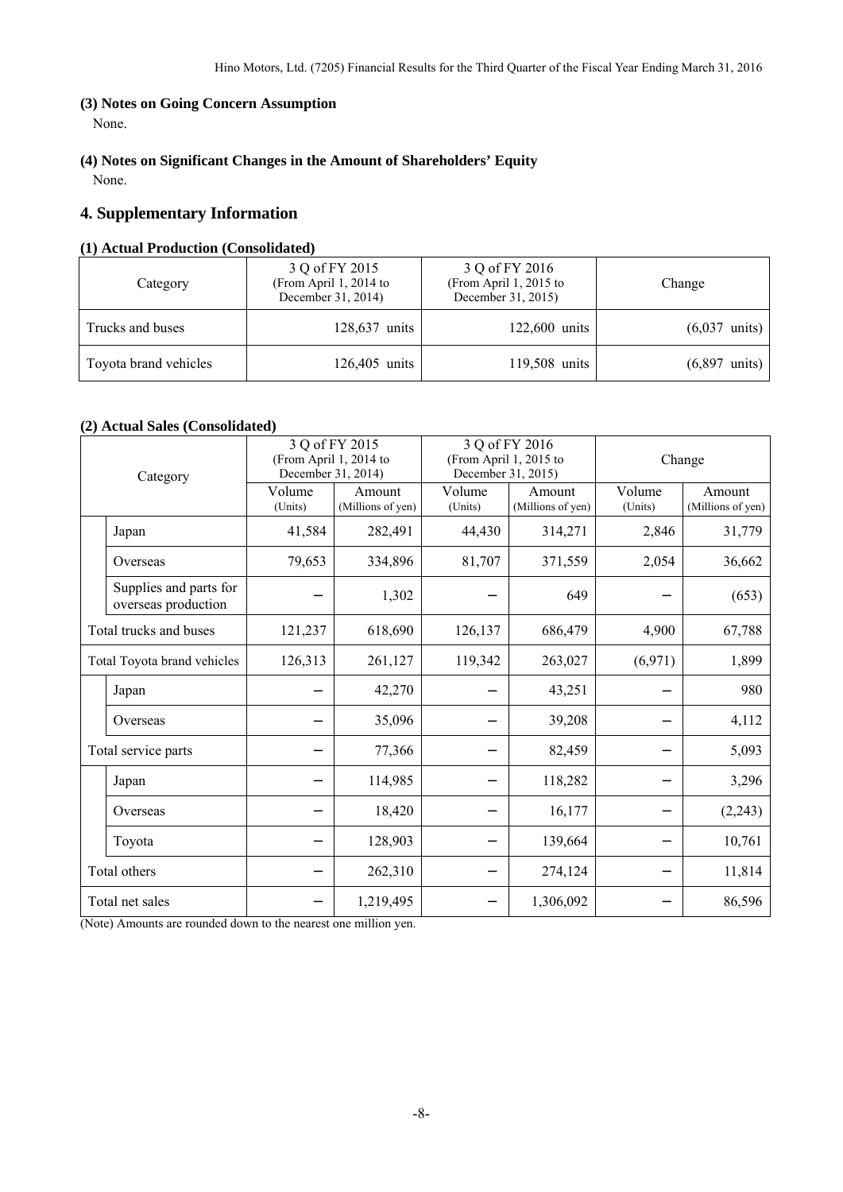### (3) Notes on Going Concern Assumption

None.

### (4) Notes on Significant Changes in the Amount of Shareholders' Equity

None.

## 4. Supplementary Information

### (1) Actual Production (Consolidated)

| Category | 3 Q of FY 2015 (From April 1, 2014 to December 31, 2014) | 3 Q of FY 2016 (From April 1, 2015 to December 31, 2015) | Change |
|---|---|---|---|
| Trucks and buses | 128,637 units | 122,600 units | (6,037 units) |
| Toyota brand vehicles | 126,405 units | 119,508 units | (6,897 units) |

### (2) Actual Sales (Consolidated)

| Category | 3 Q of FY 2015 (From April 1, 2014 to December 31, 2014) | | 3 Q of FY 2016 (From April 1, 2015 to December 31, 2015) | | Change | |
|---|---|---|---|---|---|---|
| | Volume (Units) | Amount (Millions of yen) | Volume (Units) | Amount (Millions of yen) | Volume (Units) | Amount (Millions of yen) |
| Japan | 41,584 | 282,491 | 44,430 | 314,271 | 2,846 | 31,779 |
| Overseas | 79,653 | 334,896 | 81,707 | 371,559 | 2,054 | 36,662 |
| Supplies and parts for overseas production | − | 1,302 | − | 649 | − | (653) |
| Total trucks and buses | 121,237 | 618,690 | 126,137 | 686,479 | 4,900 | 67,788 |
| Total Toyota brand vehicles | 126,313 | 261,127 | 119,342 | 263,027 | (6,971) | 1,899 |
| Japan | − | 42,270 | − | 43,251 | − | 980 |
| Overseas | − | 35,096 | − | 39,208 | − | 4,112 |
| Total service parts | − | 77,366 | − | 82,459 | − | 5,093 |
| Japan | − | 114,985 | − | 118,282 | − | 3,296 |
| Overseas | − | 18,420 | − | 16,177 | − | (2,243) |
| Toyota | − | 128,903 | − | 139,664 | − | 10,761 |
| Total others | − | 262,310 | − | 274,124 | − | 11,814 |
| Total net sales | − | 1,219,495 | − | 1,306,092 | − | 86,596 |

(Note) Amounts are rounded down to the nearest one million yen.